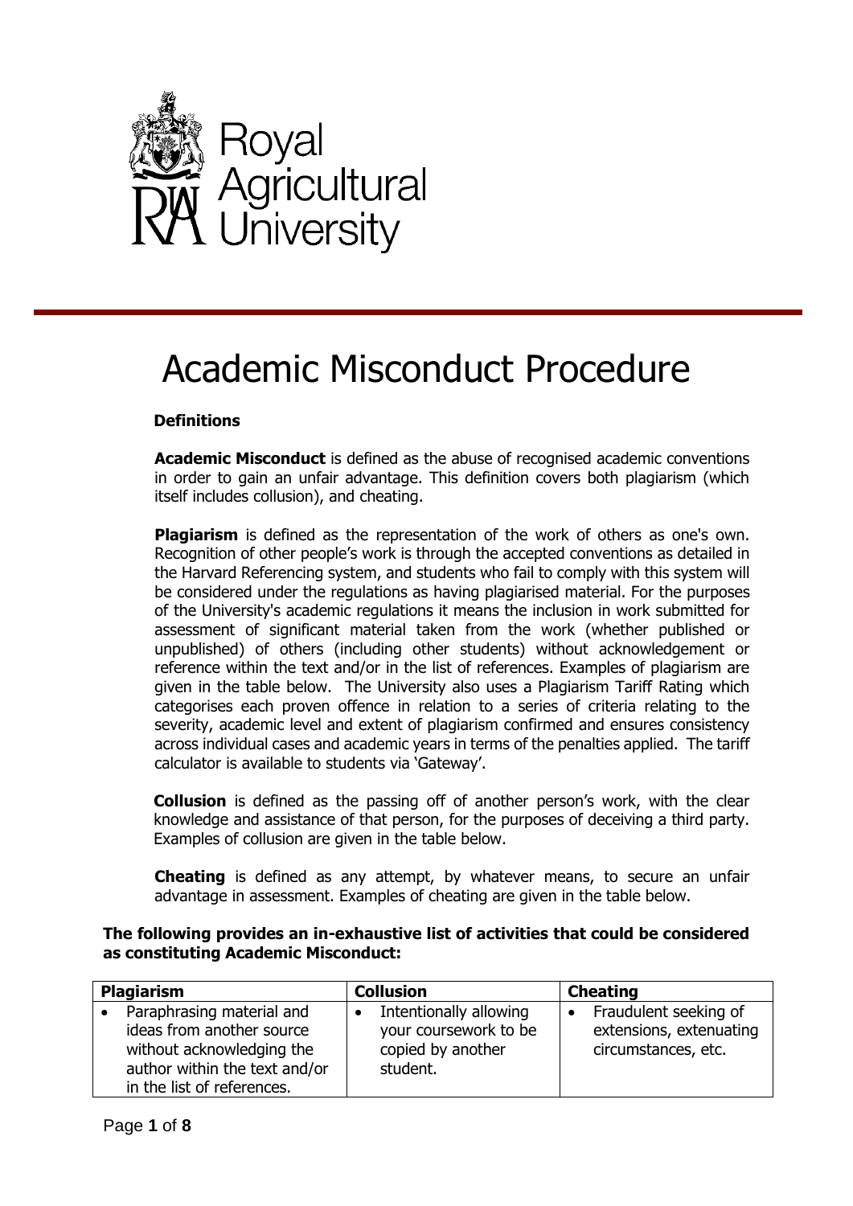Royal Agricultural University

# Academic Misconduct Procedure

**Definitions**

**Academic Misconduct** is defined as the abuse of recognised academic conventions in order to gain an unfair advantage. This definition covers both plagiarism (which itself includes collusion), and cheating.

**Plagiarism** is defined as the representation of the work of others as one's own. Recognition of other people's work is through the accepted conventions as detailed in the Harvard Referencing system, and students who fail to comply with this system will be considered under the regulations as having plagiarised material. For the purposes of the University's academic regulations it means the inclusion in work submitted for assessment of significant material taken from the work (whether published or unpublished) of others (including other students) without acknowledgement or reference within the text and/or in the list of references. Examples of plagiarism are given in the table below. The University also uses a Plagiarism Tariff Rating which categorises each proven offence in relation to a series of criteria relating to the severity, academic level and extent of plagiarism confirmed and ensures consistency across individual cases and academic years in terms of the penalties applied. The tariff calculator is available to students via 'Gateway'.

**Collusion** is defined as the passing off of another person's work, with the clear knowledge and assistance of that person, for the purposes of deceiving a third party. Examples of collusion are given in the table below.

**Cheating** is defined as any attempt, by whatever means, to secure an unfair advantage in assessment. Examples of cheating are given in the table below.

**The following provides an in-exhaustive list of activities that could be considered as constituting Academic Misconduct:**

| Plagiarism | Collusion | Cheating |
|---|---|---|
| • Paraphrasing material and ideas from another source without acknowledging the author within the text and/or in the list of references. | • Intentionally allowing your coursework to be copied by another student. | • Fraudulent seeking of extensions, extenuating circumstances, etc. |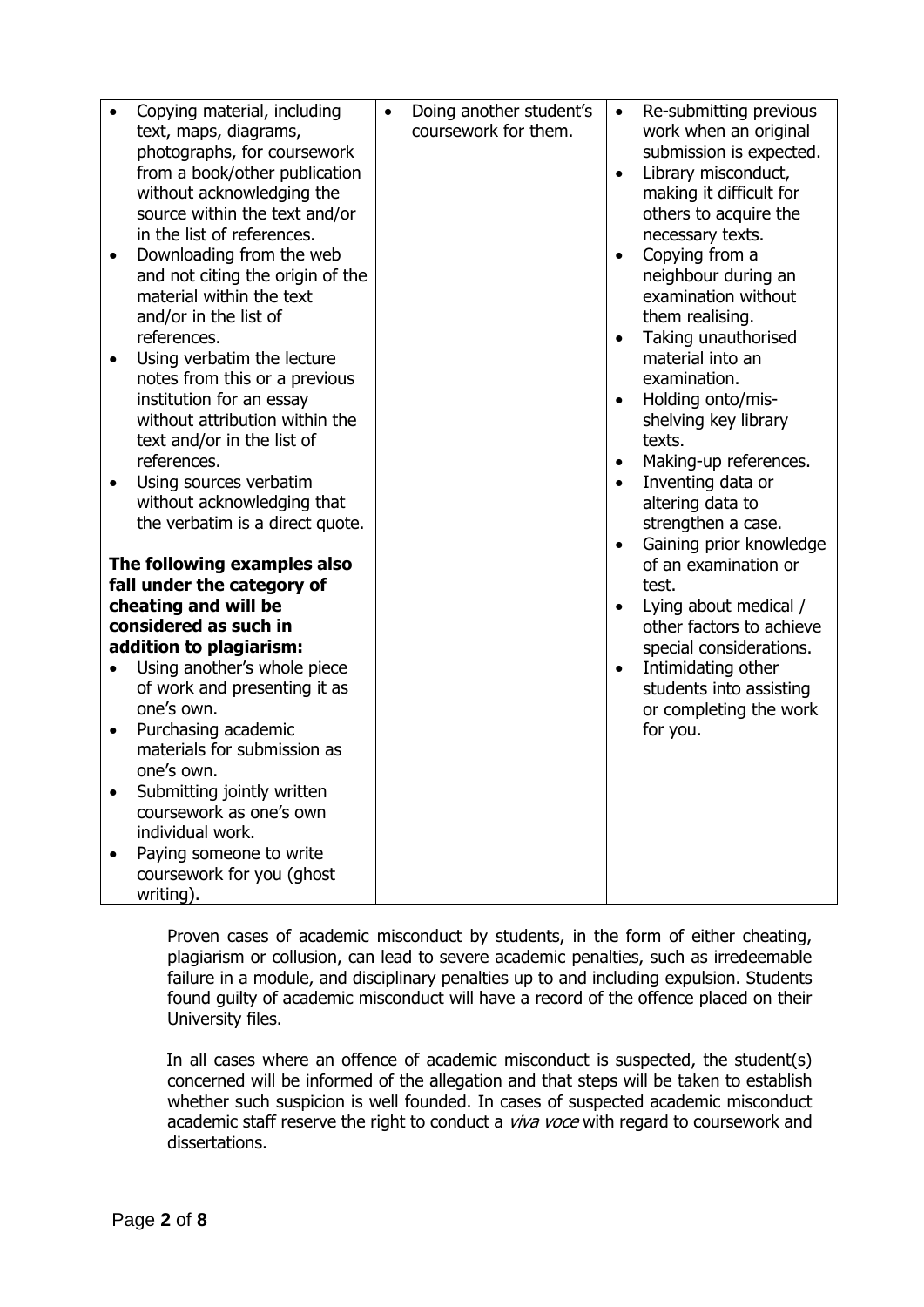| | | |
|---|---|---|
| • Copying material, including text, maps, diagrams, photographs, for coursework from a book/other publication without acknowledging the source within the text and/or in the list of references.<br>• Downloading from the web and not citing the origin of the material within the text and/or in the list of references.<br>• Using verbatim the lecture notes from this or a previous institution for an essay without attribution within the text and/or in the list of references.<br>• Using sources verbatim without acknowledging that the verbatim is a direct quote.<br><br>**The following examples also fall under the category of cheating and will be considered as such in addition to plagiarism:**<br>• Using another's whole piece of work and presenting it as one's own.<br>• Purchasing academic materials for submission as one's own.<br>• Submitting jointly written coursework as one's own individual work.<br>• Paying someone to write coursework for you (ghost writing). | • Doing another student's coursework for them. | • Re-submitting previous work when an original submission is expected.<br>• Library misconduct, making it difficult for others to acquire the necessary texts.<br>• Copying from a neighbour during an examination without them realising.<br>• Taking unauthorised material into an examination.<br>• Holding onto/mis-shelving key library texts.<br>• Making-up references.<br>• Inventing data or altering data to strengthen a case.<br>• Gaining prior knowledge of an examination or test.<br>• Lying about medical / other factors to achieve special considerations.<br>• Intimidating other students into assisting or completing the work for you. |

Proven cases of academic misconduct by students, in the form of either cheating, plagiarism or collusion, can lead to severe academic penalties, such as irredeemable failure in a module, and disciplinary penalties up to and including expulsion. Students found guilty of academic misconduct will have a record of the offence placed on their University files.

In all cases where an offence of academic misconduct is suspected, the student(s) concerned will be informed of the allegation and that steps will be taken to establish whether such suspicion is well founded. In cases of suspected academic misconduct academic staff reserve the right to conduct a *viva voce* with regard to coursework and dissertations.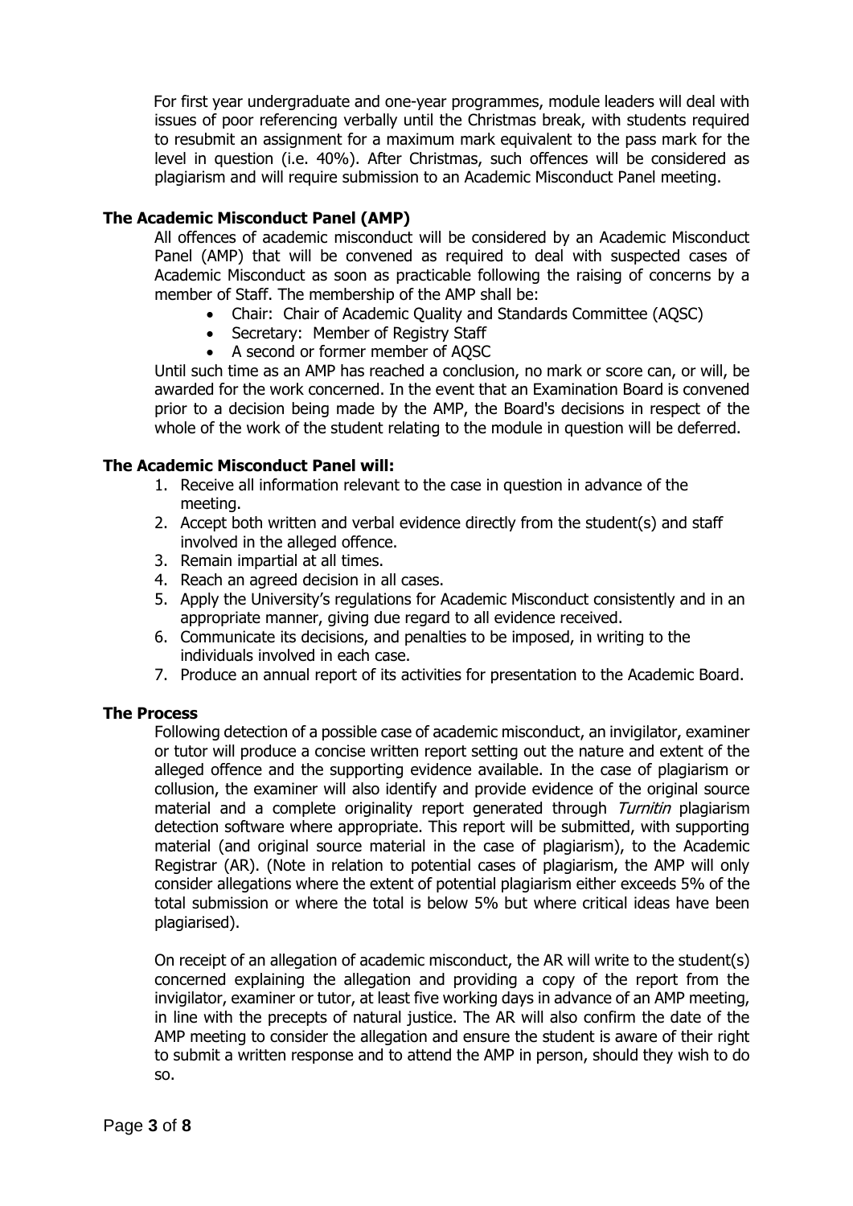For first year undergraduate and one-year programmes, module leaders will deal with issues of poor referencing verbally until the Christmas break, with students required to resubmit an assignment for a maximum mark equivalent to the pass mark for the level in question (i.e. 40%). After Christmas, such offences will be considered as plagiarism and will require submission to an Academic Misconduct Panel meeting.

**The Academic Misconduct Panel (AMP)**

All offences of academic misconduct will be considered by an Academic Misconduct Panel (AMP) that will be convened as required to deal with suspected cases of Academic Misconduct as soon as practicable following the raising of concerns by a member of Staff. The membership of the AMP shall be:

- Chair: Chair of Academic Quality and Standards Committee (AQSC)
- Secretary: Member of Registry Staff
- A second or former member of AQSC

Until such time as an AMP has reached a conclusion, no mark or score can, or will, be awarded for the work concerned. In the event that an Examination Board is convened prior to a decision being made by the AMP, the Board's decisions in respect of the whole of the work of the student relating to the module in question will be deferred.

**The Academic Misconduct Panel will:**

1. Receive all information relevant to the case in question in advance of the meeting.
2. Accept both written and verbal evidence directly from the student(s) and staff involved in the alleged offence.
3. Remain impartial at all times.
4. Reach an agreed decision in all cases.
5. Apply the University's regulations for Academic Misconduct consistently and in an appropriate manner, giving due regard to all evidence received.
6. Communicate its decisions, and penalties to be imposed, in writing to the individuals involved in each case.
7. Produce an annual report of its activities for presentation to the Academic Board.

**The Process**

Following detection of a possible case of academic misconduct, an invigilator, examiner or tutor will produce a concise written report setting out the nature and extent of the alleged offence and the supporting evidence available. In the case of plagiarism or collusion, the examiner will also identify and provide evidence of the original source material and a complete originality report generated through *Turnitin* plagiarism detection software where appropriate. This report will be submitted, with supporting material (and original source material in the case of plagiarism), to the Academic Registrar (AR). (Note in relation to potential cases of plagiarism, the AMP will only consider allegations where the extent of potential plagiarism either exceeds 5% of the total submission or where the total is below 5% but where critical ideas have been plagiarised).

On receipt of an allegation of academic misconduct, the AR will write to the student(s) concerned explaining the allegation and providing a copy of the report from the invigilator, examiner or tutor, at least five working days in advance of an AMP meeting, in line with the precepts of natural justice. The AR will also confirm the date of the AMP meeting to consider the allegation and ensure the student is aware of their right to submit a written response and to attend the AMP in person, should they wish to do so.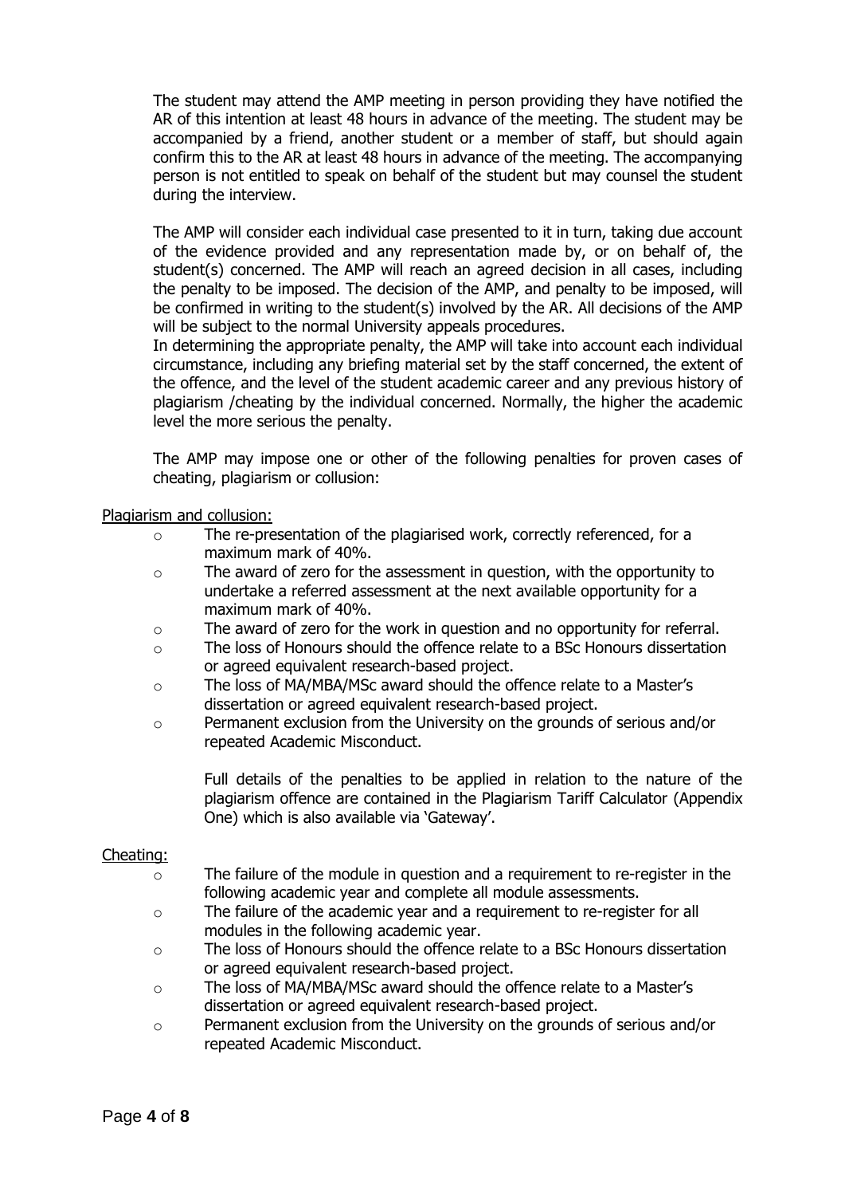The student may attend the AMP meeting in person providing they have notified the AR of this intention at least 48 hours in advance of the meeting. The student may be accompanied by a friend, another student or a member of staff, but should again confirm this to the AR at least 48 hours in advance of the meeting. The accompanying person is not entitled to speak on behalf of the student but may counsel the student during the interview.

The AMP will consider each individual case presented to it in turn, taking due account of the evidence provided and any representation made by, or on behalf of, the student(s) concerned. The AMP will reach an agreed decision in all cases, including the penalty to be imposed. The decision of the AMP, and penalty to be imposed, will be confirmed in writing to the student(s) involved by the AR. All decisions of the AMP will be subject to the normal University appeals procedures.
In determining the appropriate penalty, the AMP will take into account each individual circumstance, including any briefing material set by the staff concerned, the extent of the offence, and the level of the student academic career and any previous history of plagiarism /cheating by the individual concerned. Normally, the higher the academic level the more serious the penalty.

The AMP may impose one or other of the following penalties for proven cases of cheating, plagiarism or collusion:

Plagiarism and collusion:

- The re-presentation of the plagiarised work, correctly referenced, for a maximum mark of 40%.
- The award of zero for the assessment in question, with the opportunity to undertake a referred assessment at the next available opportunity for a maximum mark of 40%.
- The award of zero for the work in question and no opportunity for referral.
- The loss of Honours should the offence relate to a BSc Honours dissertation or agreed equivalent research-based project.
- The loss of MA/MBA/MSc award should the offence relate to a Master's dissertation or agreed equivalent research-based project.
- Permanent exclusion from the University on the grounds of serious and/or repeated Academic Misconduct.

  Full details of the penalties to be applied in relation to the nature of the plagiarism offence are contained in the Plagiarism Tariff Calculator (Appendix One) which is also available via 'Gateway'.

Cheating:

- The failure of the module in question and a requirement to re-register in the following academic year and complete all module assessments.
- The failure of the academic year and a requirement to re-register for all modules in the following academic year.
- The loss of Honours should the offence relate to a BSc Honours dissertation or agreed equivalent research-based project.
- The loss of MA/MBA/MSc award should the offence relate to a Master's dissertation or agreed equivalent research-based project.
- Permanent exclusion from the University on the grounds of serious and/or repeated Academic Misconduct.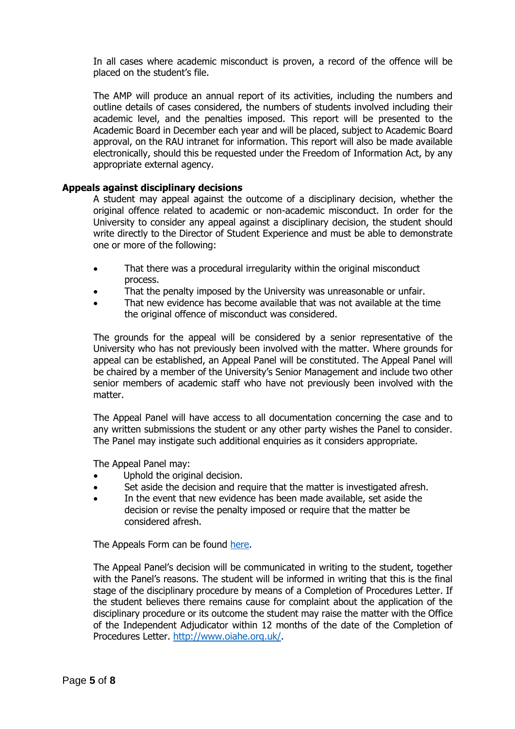In all cases where academic misconduct is proven, a record of the offence will be placed on the student's file.

The AMP will produce an annual report of its activities, including the numbers and outline details of cases considered, the numbers of students involved including their academic level, and the penalties imposed. This report will be presented to the Academic Board in December each year and will be placed, subject to Academic Board approval, on the RAU intranet for information. This report will also be made available electronically, should this be requested under the Freedom of Information Act, by any appropriate external agency.

**Appeals against disciplinary decisions**

A student may appeal against the outcome of a disciplinary decision, whether the original offence related to academic or non-academic misconduct. In order for the University to consider any appeal against a disciplinary decision, the student should write directly to the Director of Student Experience and must be able to demonstrate one or more of the following:

- That there was a procedural irregularity within the original misconduct process.
- That the penalty imposed by the University was unreasonable or unfair.
- That new evidence has become available that was not available at the time the original offence of misconduct was considered.

The grounds for the appeal will be considered by a senior representative of the University who has not previously been involved with the matter. Where grounds for appeal can be established, an Appeal Panel will be constituted. The Appeal Panel will be chaired by a member of the University's Senior Management and include two other senior members of academic staff who have not previously been involved with the matter.

The Appeal Panel will have access to all documentation concerning the case and to any written submissions the student or any other party wishes the Panel to consider. The Panel may instigate such additional enquiries as it considers appropriate.

The Appeal Panel may:

- Uphold the original decision.
- Set aside the decision and require that the matter is investigated afresh.
- In the event that new evidence has been made available, set aside the decision or revise the penalty imposed or require that the matter be considered afresh.

The Appeals Form can be found here.

The Appeal Panel's decision will be communicated in writing to the student, together with the Panel's reasons. The student will be informed in writing that this is the final stage of the disciplinary procedure by means of a Completion of Procedures Letter. If the student believes there remains cause for complaint about the application of the disciplinary procedure or its outcome the student may raise the matter with the Office of the Independent Adjudicator within 12 months of the date of the Completion of Procedures Letter. http://www.oiahe.org.uk/.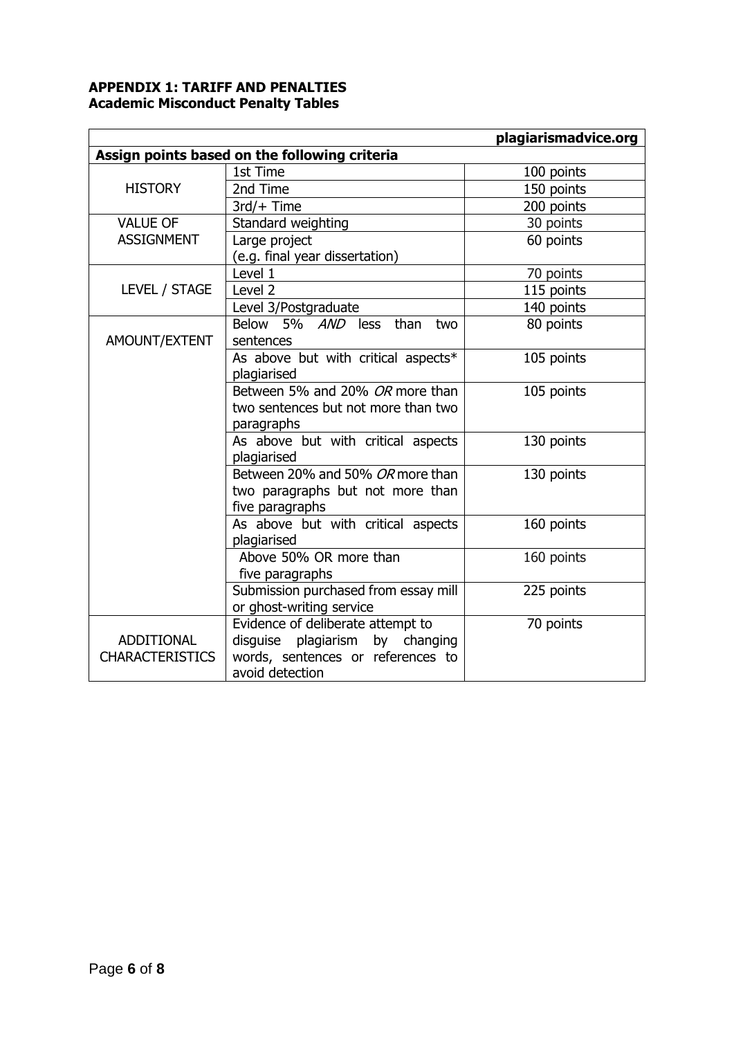**APPENDIX 1: TARIFF AND PENALTIES**
**Academic Misconduct Penalty Tables**

| | | **plagiarismadvice.org** |
|---|---|---|
| **Assign points based on the following criteria** | | |
| HISTORY | 1st Time | 100 points |
| | 2nd Time | 150 points |
| | 3rd/+ Time | 200 points |
| VALUE OF ASSIGNMENT | Standard weighting | 30 points |
| | Large project (e.g. final year dissertation) | 60 points |
| LEVEL / STAGE | Level 1 | 70 points |
| | Level 2 | 115 points |
| | Level 3/Postgraduate | 140 points |
| AMOUNT/EXTENT | Below 5% *AND* less than two sentences | 80 points |
| | As above but with critical aspects* plagiarised | 105 points |
| | Between 5% and 20% *OR* more than two sentences but not more than two paragraphs | 105 points |
| | As above but with critical aspects plagiarised | 130 points |
| | Between 20% and 50% *OR* more than two paragraphs but not more than five paragraphs | 130 points |
| | As above but with critical aspects plagiarised | 160 points |
| | Above 50% OR more than five paragraphs | 160 points |
| | Submission purchased from essay mill or ghost-writing service | 225 points |
| ADDITIONAL CHARACTERISTICS | Evidence of deliberate attempt to disguise plagiarism by changing words, sentences or references to avoid detection | 70 points |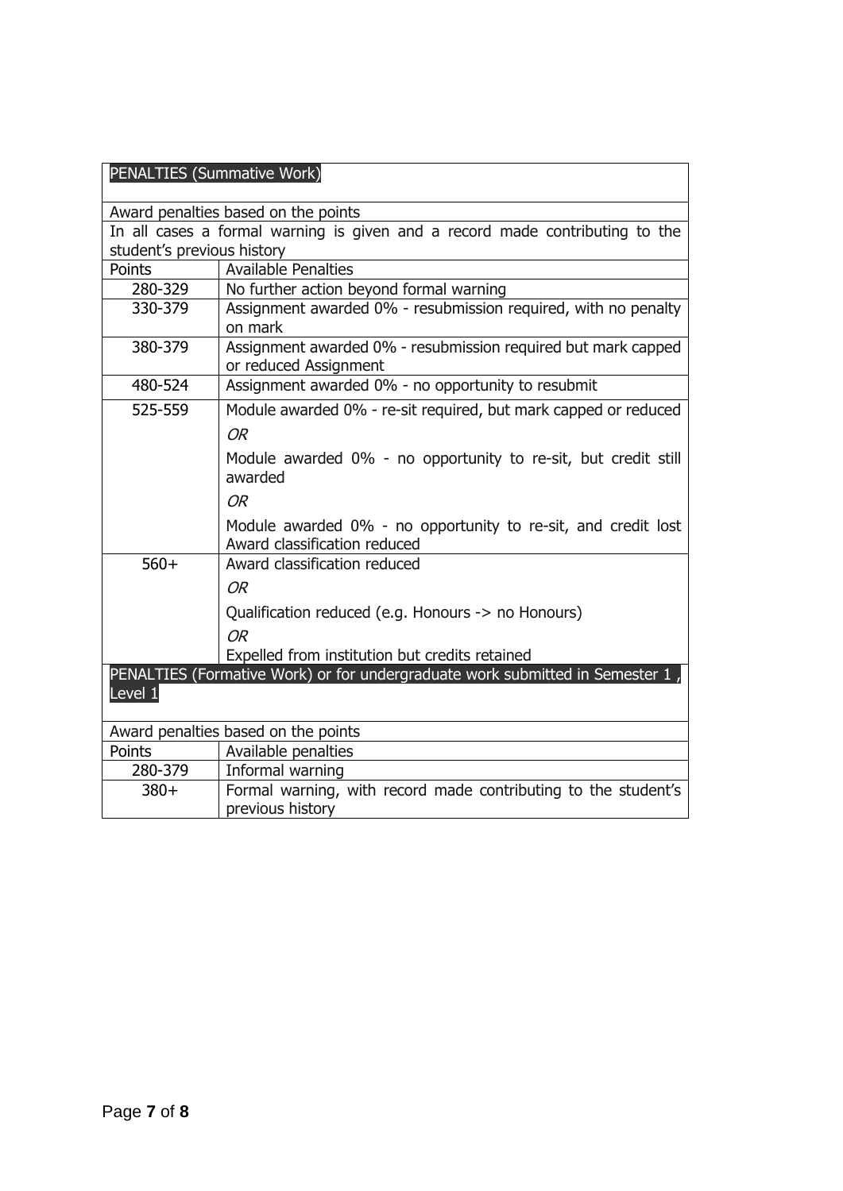| PENALTIES (Summative Work) | |
|---|---|
| Award penalties based on the points | |
| In all cases a formal warning is given and a record made contributing to the student's previous history | |
| Points | Available Penalties |
| 280-329 | No further action beyond formal warning |
| 330-379 | Assignment awarded 0% - resubmission required, with no penalty on mark |
| 380-379 | Assignment awarded 0% - resubmission required but mark capped or reduced Assignment |
| 480-524 | Assignment awarded 0% - no opportunity to resubmit |
| 525-559 | Module awarded 0% - re-sit required, but mark capped or reduced<br>*OR*<br>Module awarded 0% - no opportunity to re-sit, but credit still awarded<br>*OR*<br>Module awarded 0% - no opportunity to re-sit, and credit lost Award classification reduced |
| 560+ | Award classification reduced<br>*OR*<br>Qualification reduced (e.g. Honours -> no Honours)<br>*OR*<br>Expelled from institution but credits retained |

| PENALTIES (Formative Work) or for undergraduate work submitted in Semester 1 , Level 1 | |
|---|---|
| Award penalties based on the points | |
| Points | Available penalties |
| 280-379 | Informal warning |
| 380+ | Formal warning, with record made contributing to the student's previous history |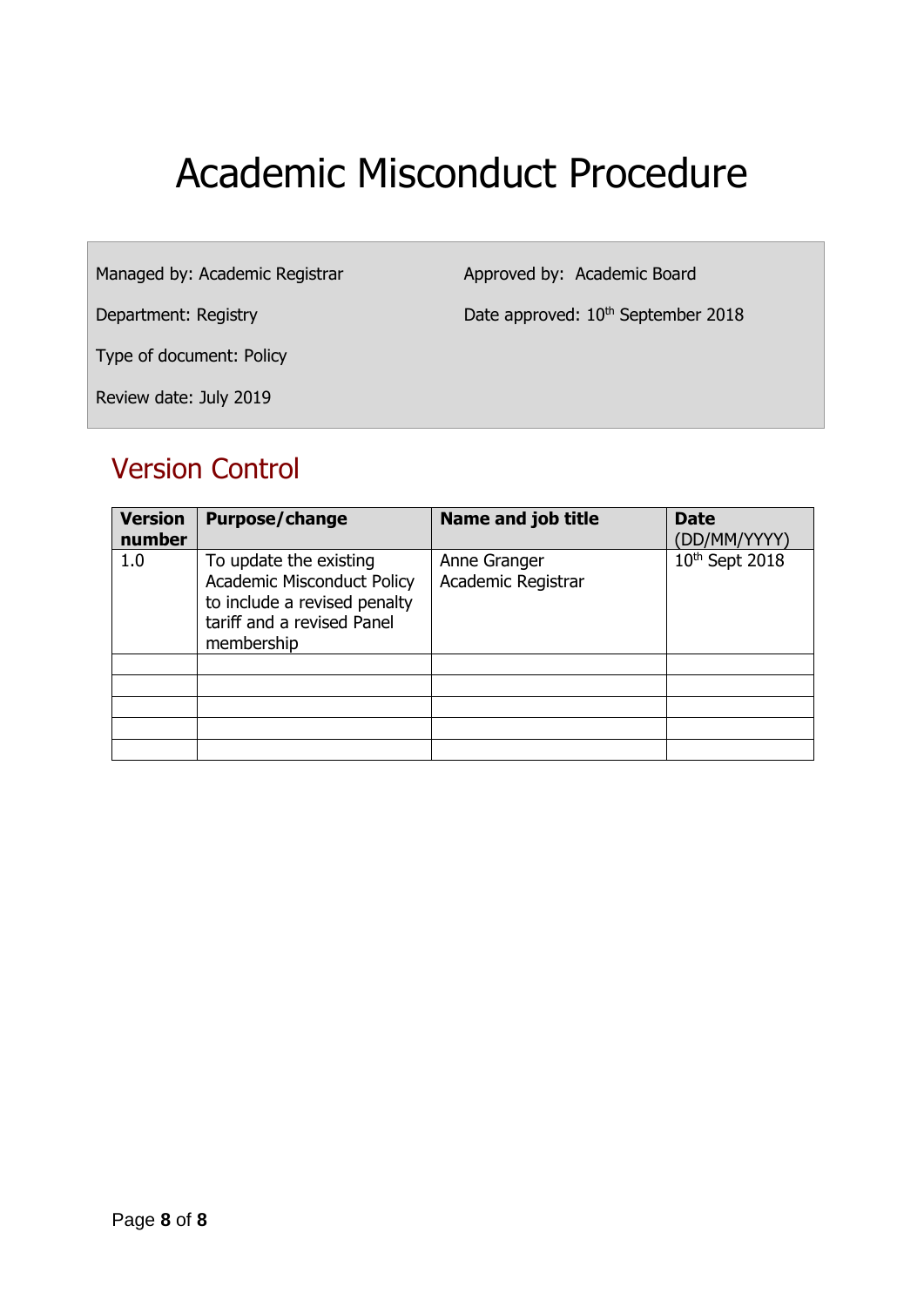# Academic Misconduct Procedure

| | |
|---|---|
| Managed by: Academic Registrar | Approved by: Academic Board |
| Department: Registry | Date approved: 10th September 2018 |
| Type of document: Policy | |
| Review date: July 2019 | |

## Version Control

| Version number | Purpose/change | Name and job title | Date (DD/MM/YYYY) |
|---|---|---|---|
| 1.0 | To update the existing Academic Misconduct Policy to include a revised penalty tariff and a revised Panel membership | Anne Granger Academic Registrar | 10th Sept 2018 |
| | | | |
| | | | |
| | | | |
| | | | |
| | | | |